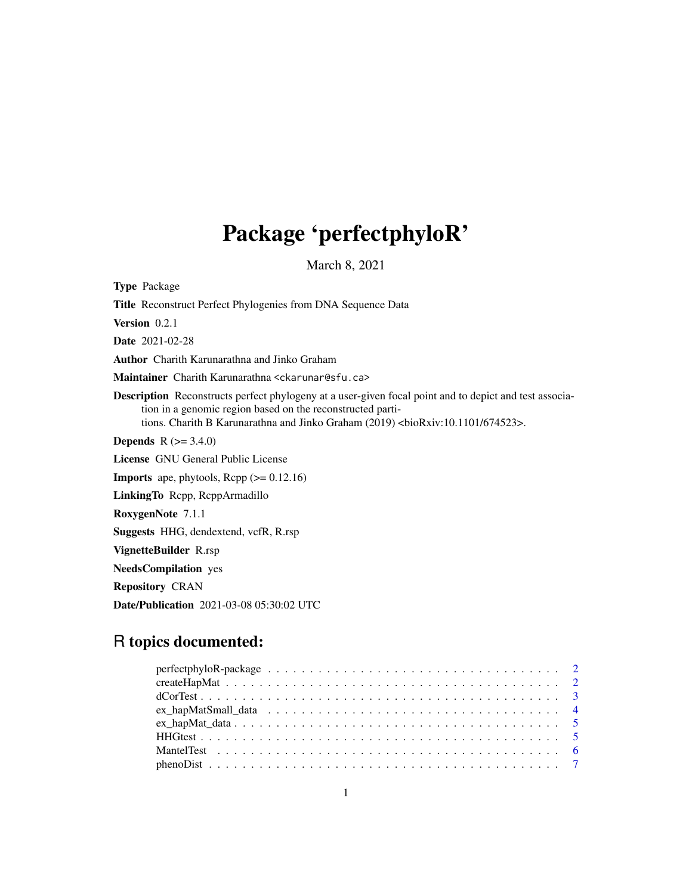# Package 'perfectphyloR'

March 8, 2021

**Type** Package

**Title** Reconstruct Perfect Phylogenies from DNA Sequence Data

**Version** 0.2.1

**Date** 2021-02-28

**Author** Charith Karunarathna and Jinko Graham

**Maintainer** Charith Karunarathna <ckarunar@sfu.ca>

**Description** Reconstructs perfect phylogeny at a user-given focal point and to depict and test association in a genomic region based on the reconstructed partitions. Charith B Karunarathna and Jinko Graham (2019) <bioRxiv:10.1101/674523>.

**Depends** R (>= 3.4.0)

**License** GNU General Public License

**Imports** ape, phytools, Rcpp (>= 0.12.16)

**LinkingTo** Rcpp, RcppArmadillo

**RoxygenNote** 7.1.1

**Suggests** HHG, dendextend, vcfR, R.rsp

**VignetteBuilder** R.rsp

**NeedsCompilation** yes

**Repository** CRAN

**Date/Publication** 2021-03-08 05:30:02 UTC

## R topics documented:

- perfectphyloR-package . . . . . . . . . . . . . . . . . . . . . . . . . . . . . . . . . . . 2
- createHapMat . . . . . . . . . . . . . . . . . . . . . . . . . . . . . . . . . . . . . . . . 2
- dCorTest . . . . . . . . . . . . . . . . . . . . . . . . . . . . . . . . . . . . . . . . . . . 3
- ex_hapMatSmall_data . . . . . . . . . . . . . . . . . . . . . . . . . . . . . . . . . . . 4
- ex_hapMat_data . . . . . . . . . . . . . . . . . . . . . . . . . . . . . . . . . . . . . . . 5
- HHGtest . . . . . . . . . . . . . . . . . . . . . . . . . . . . . . . . . . . . . . . . . . . 5
- MantelTest . . . . . . . . . . . . . . . . . . . . . . . . . . . . . . . . . . . . . . . . . 6
- phenoDist . . . . . . . . . . . . . . . . . . . . . . . . . . . . . . . . . . . . . . . . . . 7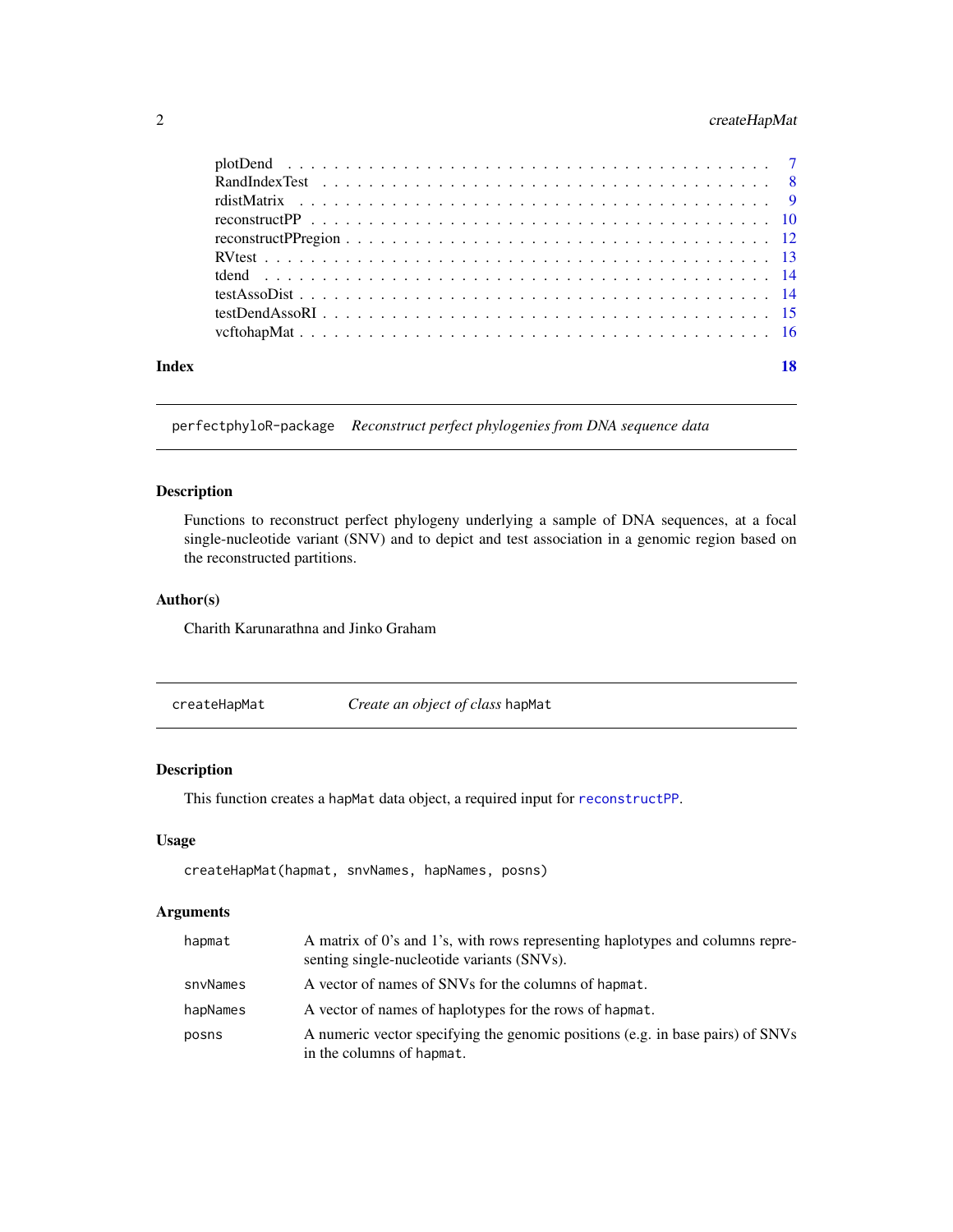| | |
|---|---|
| plotDend | 7 |
| RandIndexTest | 8 |
| rdistMatrix | 9 |
| reconstructPP | 10 |
| reconstructPPregion | 12 |
| RVtest | 13 |
| tdend | 14 |
| testAssoDist | 14 |
| testDendAssoRI | 15 |
| vcftohapMat | 16 |

**Index** **18**

---

`perfectphyloR-package` *Reconstruct perfect phylogenies from DNA sequence data*

---

## Description

Functions to reconstruct perfect phylogeny underlying a sample of DNA sequences, at a focal single-nucleotide variant (SNV) and to depict and test association in a genomic region based on the reconstructed partitions.

## Author(s)

Charith Karunarathna and Jinko Graham

---

`createHapMat` *Create an object of class* `hapMat`

---

## Description

This function creates a `hapMat` data object, a required input for `reconstructPP`.

## Usage

```
createHapMat(hapmat, snvNames, hapNames, posns)
```

## Arguments

| | |
|---|---|
| `hapmat` | A matrix of 0's and 1's, with rows representing haplotypes and columns representing single-nucleotide variants (SNVs). |
| `snvNames` | A vector of names of SNVs for the columns of `hapmat`. |
| `hapNames` | A vector of names of haplotypes for the rows of `hapmat`. |
| `posns` | A numeric vector specifying the genomic positions (e.g. in base pairs) of SNVs in the columns of `hapmat`. |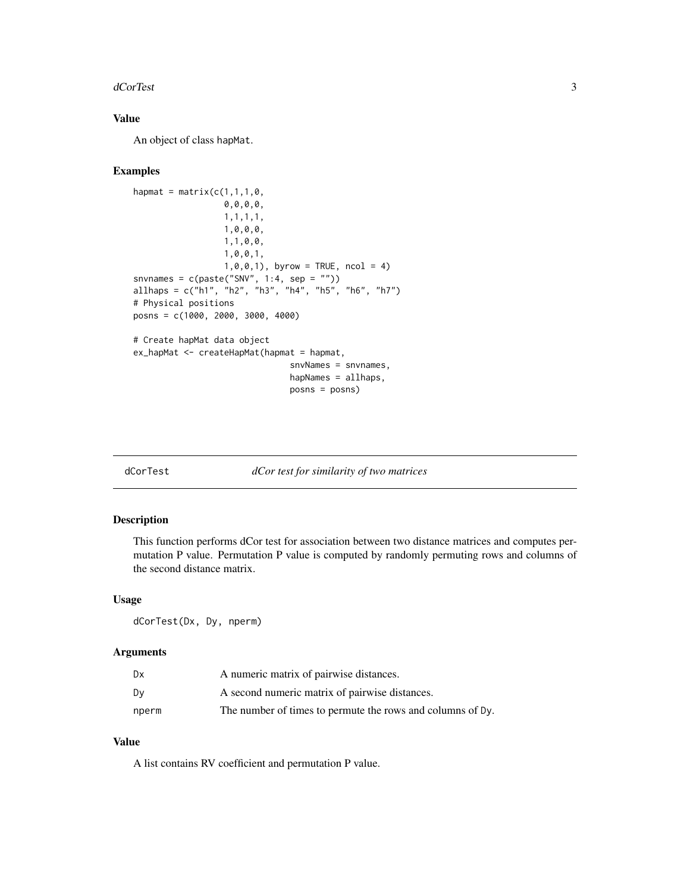## Value

An object of class hapMat.

## Examples

```
hapmat = matrix(c(1,1,1,0,
                  0,0,0,0,
                  1,1,1,1,
                  1,0,0,0,
                  1,1,0,0,
                  1,0,0,1,
                  1,0,0,1), byrow = TRUE, ncol = 4)
snvnames = c(paste("SNV", 1:4, sep = ""))
allhaps = c("h1", "h2", "h3", "h4", "h5", "h6", "h7")
# Physical positions
posns = c(1000, 2000, 3000, 4000)

# Create hapMat data object
ex_hapMat <- createHapMat(hapmat = hapmat,
                          snvNames = snvnames,
                          hapNames = allhaps,
                          posns = posns)
```

---

# dCorTest *dCor test for similarity of two matrices*

## Description

This function performs dCor test for association between two distance matrices and computes permutation P value. Permutation P value is computed by randomly permuting rows and columns of the second distance matrix.

## Usage

```
dCorTest(Dx, Dy, nperm)
```

## Arguments

| | |
|---|---|
| Dx | A numeric matrix of pairwise distances. |
| Dy | A second numeric matrix of pairwise distances. |
| nperm | The number of times to permute the rows and columns of Dy. |

## Value

A list contains RV coefficient and permutation P value.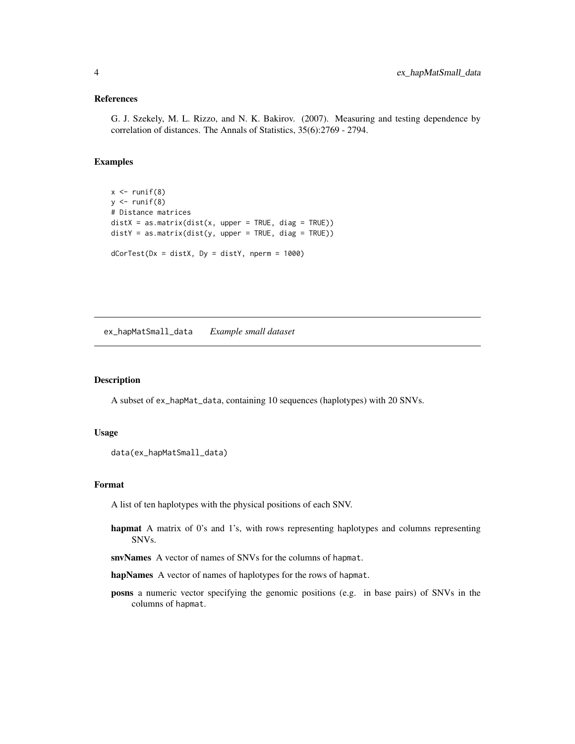### References

G. J. Szekely, M. L. Rizzo, and N. K. Bakirov. (2007). Measuring and testing dependence by correlation of distances. The Annals of Statistics, 35(6):2769 - 2794.

### Examples

```
x <- runif(8)
y <- runif(8)
# Distance matrices
distX = as.matrix(dist(x, upper = TRUE, diag = TRUE))
distY = as.matrix(dist(y, upper = TRUE, diag = TRUE))

dCorTest(Dx = distX, Dy = distY, nperm = 1000)
```

---

## ex_hapMatSmall_data *Example small dataset*

---

### Description

A subset of ex_hapMat_data, containing 10 sequences (haplotypes) with 20 SNVs.

### Usage

```
data(ex_hapMatSmall_data)
```

### Format

A list of ten haplotypes with the physical positions of each SNV.

- **hapmat** A matrix of 0's and 1's, with rows representing haplotypes and columns representing SNVs.
- **snvNames** A vector of names of SNVs for the columns of hapmat.
- **hapNames** A vector of names of haplotypes for the rows of hapmat.
- **posns** a numeric vector specifying the genomic positions (e.g. in base pairs) of SNVs in the columns of hapmat.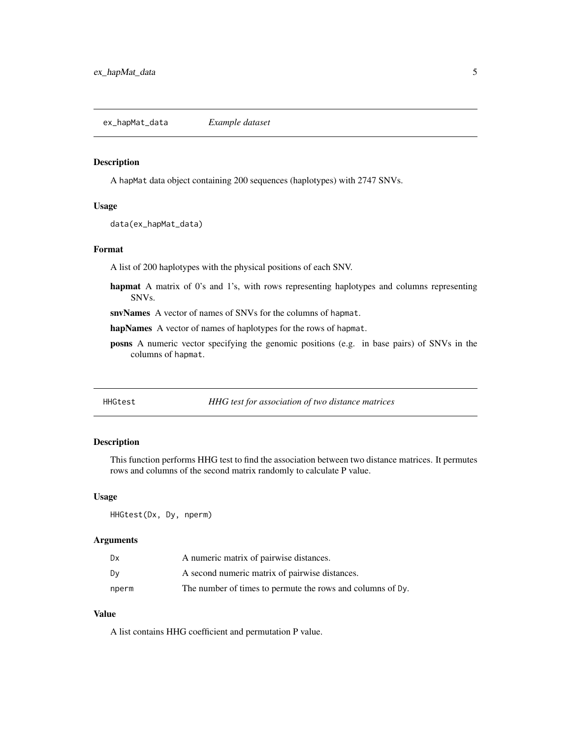## ex_hapMat_data — *Example dataset*

### Description

A `hapMat` data object containing 200 sequences (haplotypes) with 2747 SNVs.

### Usage

```
data(ex_hapMat_data)
```

### Format

A list of 200 haplotypes with the physical positions of each SNV.

- **hapmat** A matrix of 0's and 1's, with rows representing haplotypes and columns representing SNVs.
- **snvNames** A vector of names of SNVs for the columns of `hapmat`.
- **hapNames** A vector of names of haplotypes for the rows of `hapmat`.
- **posns** A numeric vector specifying the genomic positions (e.g. in base pairs) of SNVs in the columns of `hapmat`.

## HHGtest — *HHG test for association of two distance matrices*

### Description

This function performs HHG test to find the association between two distance matrices. It permutes rows and columns of the second matrix randomly to calculate P value.

### Usage

```
HHGtest(Dx, Dy, nperm)
```

### Arguments

| | |
|---|---|
| `Dx` | A numeric matrix of pairwise distances. |
| `Dy` | A second numeric matrix of pairwise distances. |
| `nperm` | The number of times to permute the rows and columns of `Dy`. |

### Value

A list contains HHG coefficient and permutation P value.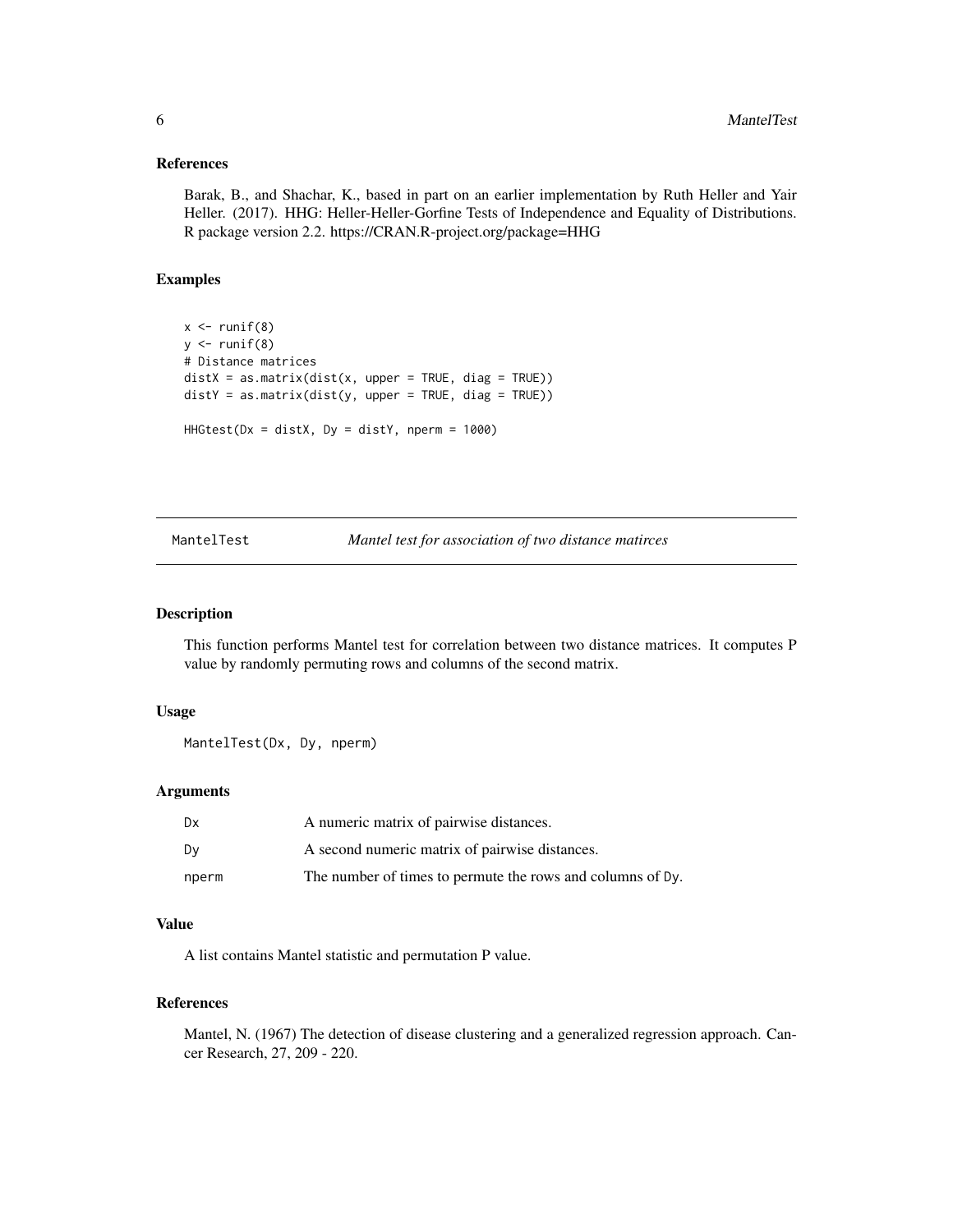### References

Barak, B., and Shachar, K., based in part on an earlier implementation by Ruth Heller and Yair Heller. (2017). HHG: Heller-Heller-Gorfine Tests of Independence and Equality of Distributions. R package version 2.2. https://CRAN.R-project.org/package=HHG

### Examples

```
x <- runif(8)
y <- runif(8)
# Distance matrices
distX = as.matrix(dist(x, upper = TRUE, diag = TRUE))
distY = as.matrix(dist(y, upper = TRUE, diag = TRUE))

HHGtest(Dx = distX, Dy = distY, nperm = 1000)
```

---

## MantelTest — *Mantel test for association of two distance matirces*

### Description

This function performs Mantel test for correlation between two distance matrices. It computes P value by randomly permuting rows and columns of the second matrix.

### Usage

```
MantelTest(Dx, Dy, nperm)
```

### Arguments

| | |
|---|---|
| `Dx` | A numeric matrix of pairwise distances. |
| `Dy` | A second numeric matrix of pairwise distances. |
| `nperm` | The number of times to permute the rows and columns of `Dy`. |

### Value

A list contains Mantel statistic and permutation P value.

### References

Mantel, N. (1967) The detection of disease clustering and a generalized regression approach. Cancer Research, 27, 209 - 220.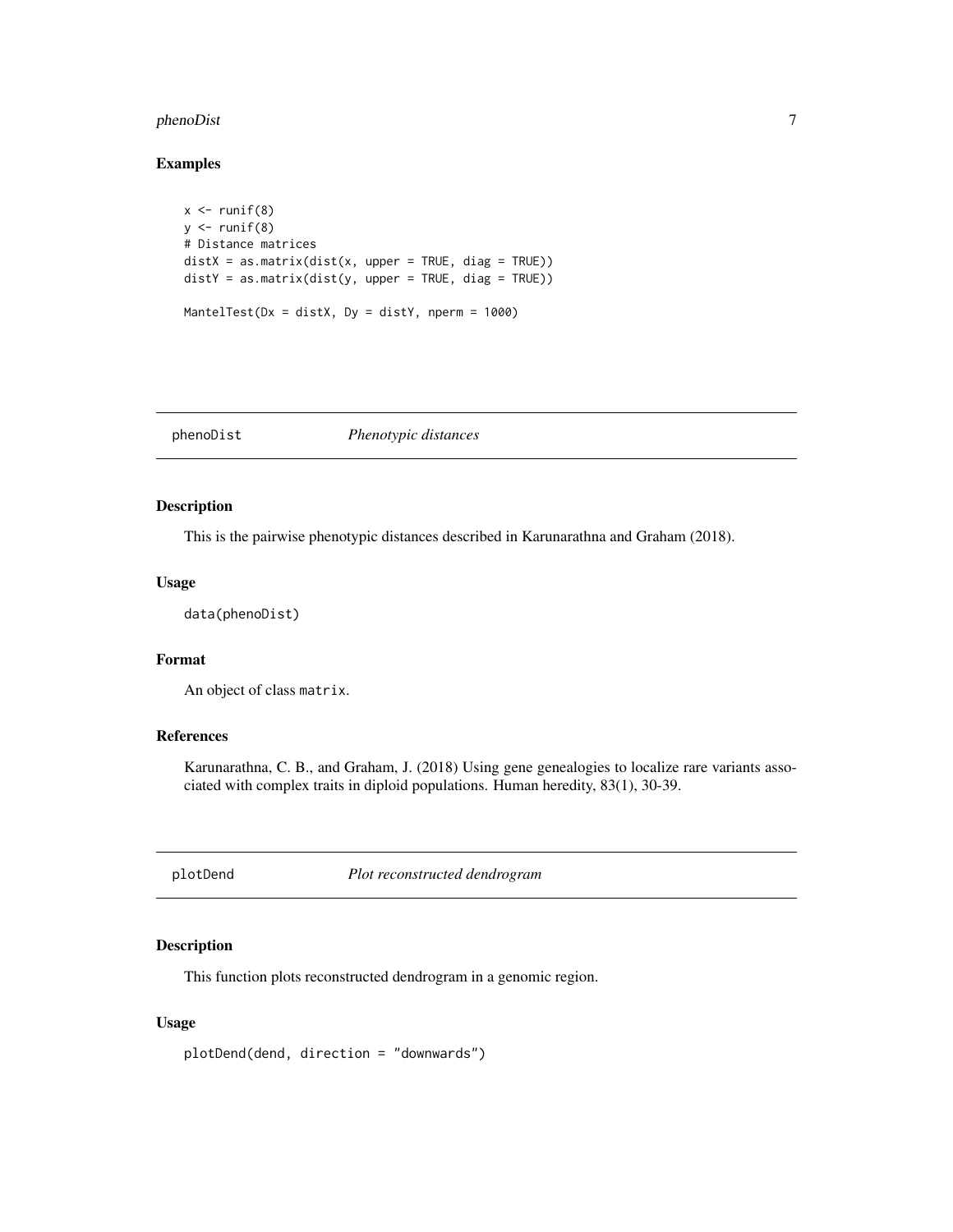### Examples

```
x <- runif(8)
y <- runif(8)
# Distance matrices
distX = as.matrix(dist(x, upper = TRUE, diag = TRUE))
distY = as.matrix(dist(y, upper = TRUE, diag = TRUE))

MantelTest(Dx = distX, Dy = distY, nperm = 1000)
```

---

## phenoDist *Phenotypic distances*

---

### Description

This is the pairwise phenotypic distances described in Karunarathna and Graham (2018).

### Usage

```
data(phenoDist)
```

### Format

An object of class `matrix`.

### References

Karunarathna, C. B., and Graham, J. (2018) Using gene genealogies to localize rare variants associated with complex traits in diploid populations. Human heredity, 83(1), 30-39.

---

## plotDend *Plot reconstructed dendrogram*

---

### Description

This function plots reconstructed dendrogram in a genomic region.

### Usage

```
plotDend(dend, direction = "downwards")
```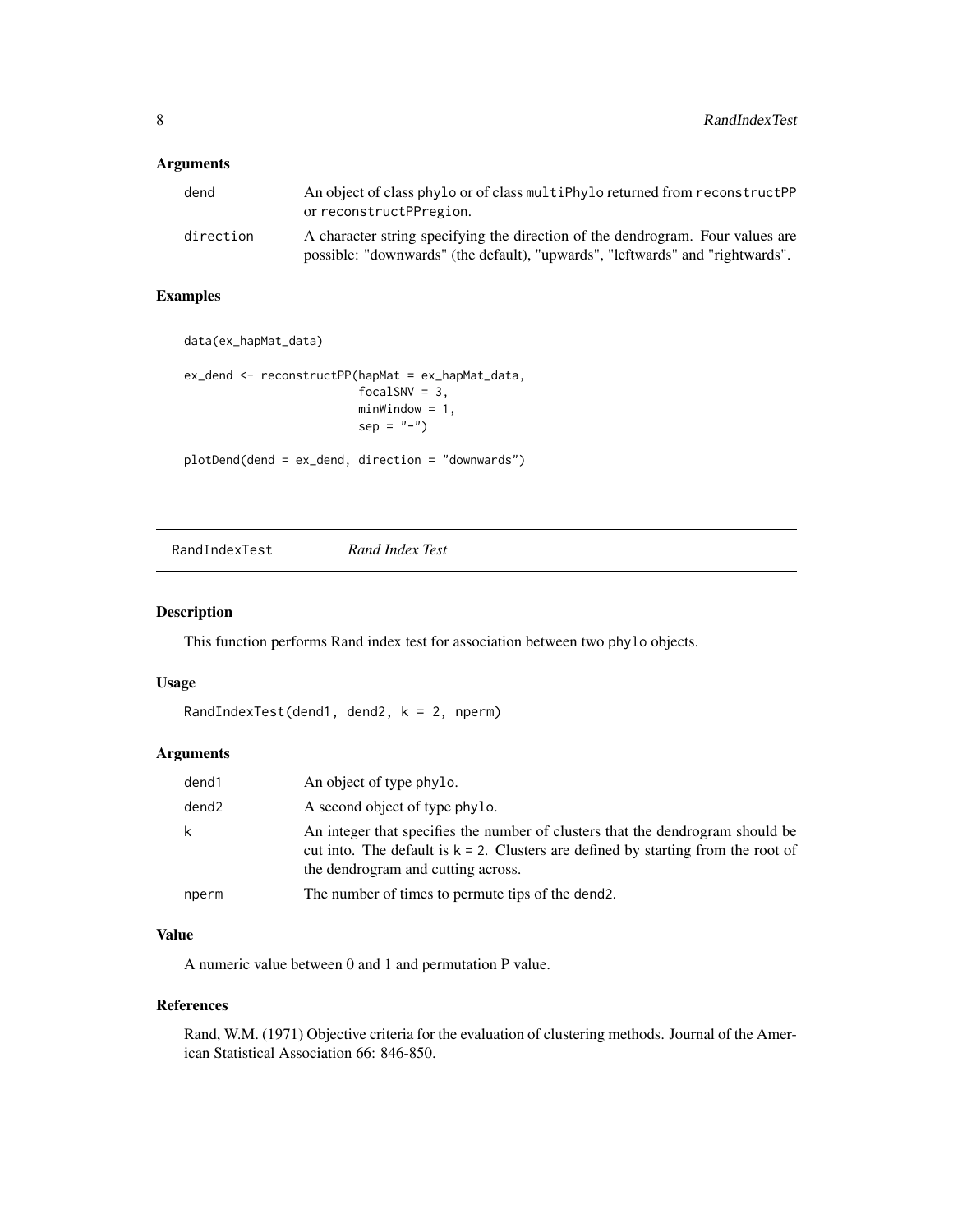## Arguments

| | |
|---|---|
| dend | An object of class phylo or of class multiPhylo returned from reconstructPP or reconstructPPregion. |
| direction | A character string specifying the direction of the dendrogram. Four values are possible: "downwards" (the default), "upwards", "leftwards" and "rightwards". |

## Examples

```
data(ex_hapMat_data)

ex_dend <- reconstructPP(hapMat = ex_hapMat_data,
                         focalSNV = 3,
                         minWindow = 1,
                         sep = "-")

plotDend(dend = ex_dend, direction = "downwards")
```

---

# RandIndexTest *Rand Index Test*

## Description

This function performs Rand index test for association between two phylo objects.

## Usage

```
RandIndexTest(dend1, dend2, k = 2, nperm)
```

## Arguments

| | |
|---|---|
| dend1 | An object of type phylo. |
| dend2 | A second object of type phylo. |
| k | An integer that specifies the number of clusters that the dendrogram should be cut into. The default is k = 2. Clusters are defined by starting from the root of the dendrogram and cutting across. |
| nperm | The number of times to permute tips of the dend2. |

## Value

A numeric value between 0 and 1 and permutation P value.

## References

Rand, W.M. (1971) Objective criteria for the evaluation of clustering methods. Journal of the American Statistical Association 66: 846-850.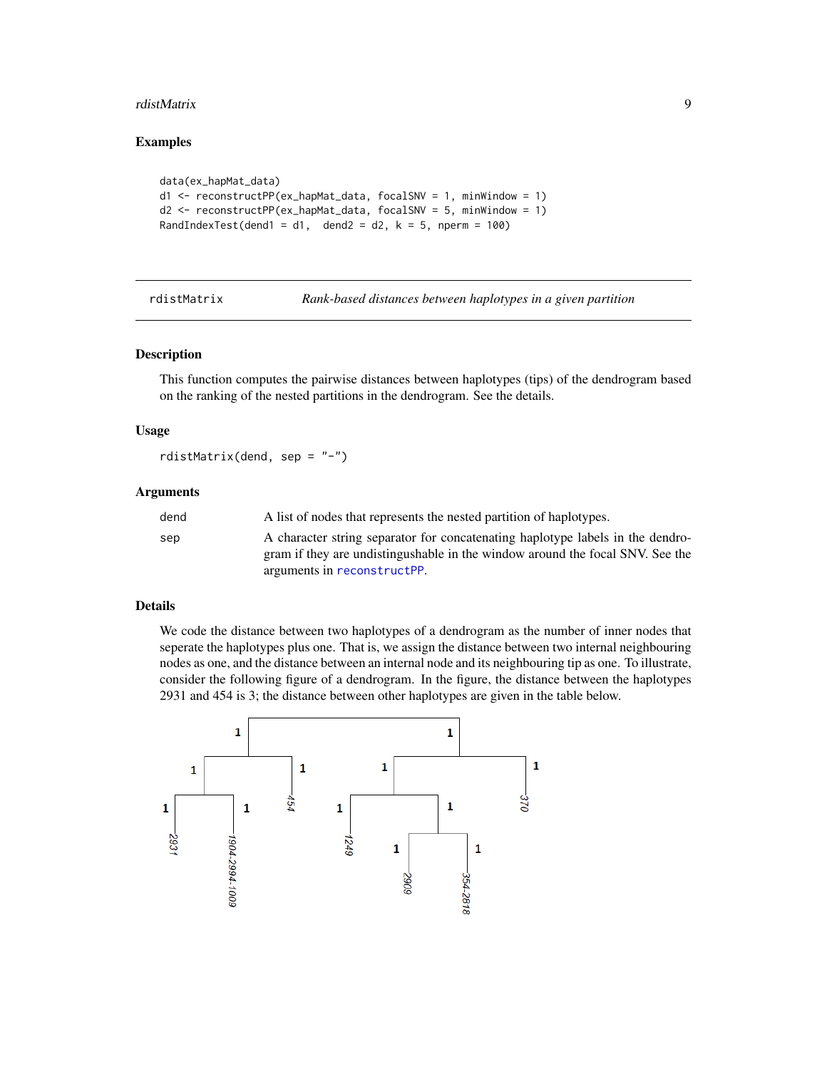### Examples

```
data(ex_hapMat_data)
d1 <- reconstructPP(ex_hapMat_data, focalSNV = 1, minWindow = 1)
d2 <- reconstructPP(ex_hapMat_data, focalSNV = 5, minWindow = 1)
RandIndexTest(dend1 = d1,  dend2 = d2, k = 5, nperm = 100)
```

---

## rdistMatrix — *Rank-based distances between haplotypes in a given partition*

---

### Description

This function computes the pairwise distances between haplotypes (tips) of the dendrogram based on the ranking of the nested partitions in the dendrogram. See the details.

### Usage

```
rdistMatrix(dend, sep = "-")
```

### Arguments

| | |
|---|---|
| dend | A list of nodes that represents the nested partition of haplotypes. |
| sep | A character string separator for concatenating haplotype labels in the dendrogram if they are undistingushable in the window around the focal SNV. See the arguments in reconstructPP. |

### Details

We code the distance between two haplotypes of a dendrogram as the number of inner nodes that seperate the haplotypes plus one. That is, we assign the distance between two internal neighbouring nodes as one, and the distance between an internal node and its neighbouring tip as one. To illustrate, consider the following figure of a dendrogram. In the figure, the distance between the haplotypes 2931 and 454 is 3; the distance between other haplotypes are given in the table below.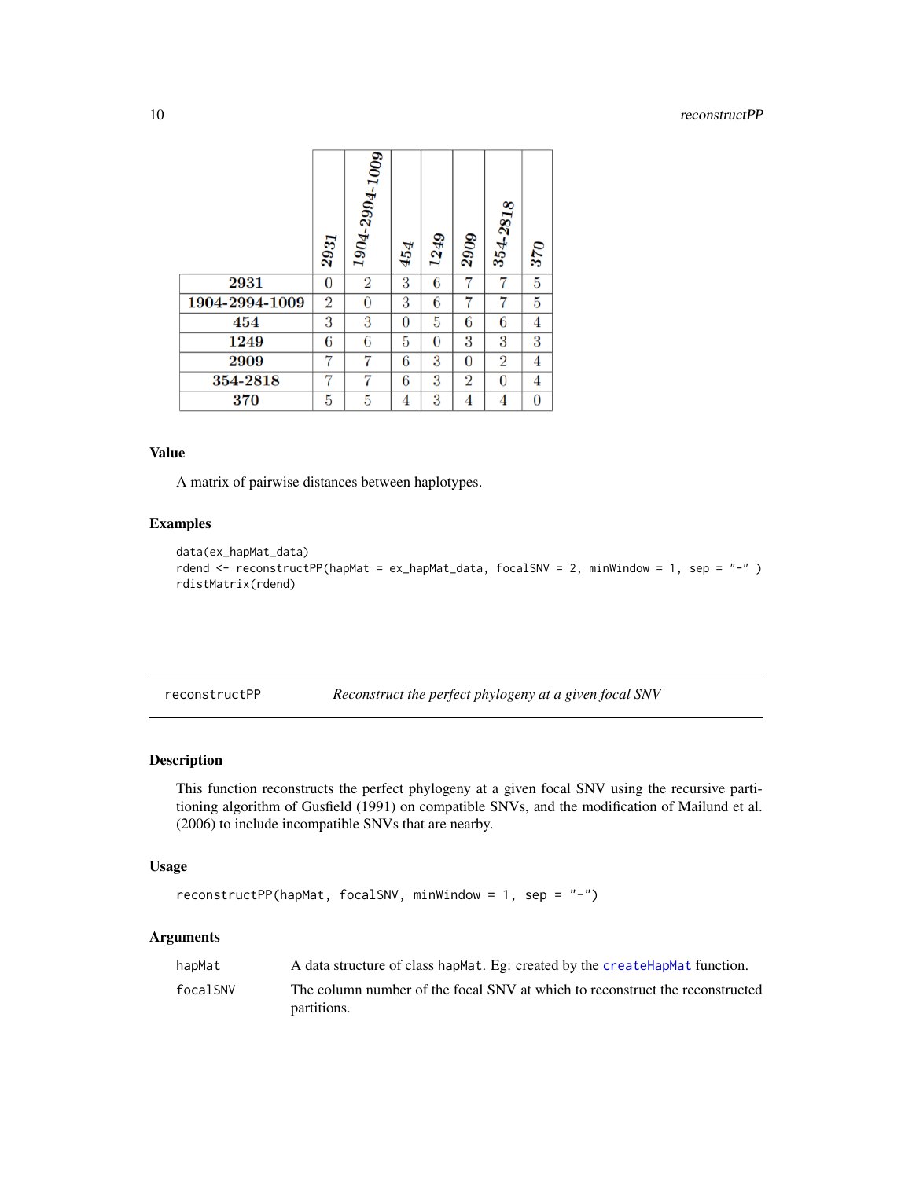| | 2931 | 1904-2994-1009 | 454 | 1249 | 2909 | 354-2818 | 370 |
|---|---|---|---|---|---|---|---|
| **2931** | 0 | 2 | 3 | 6 | 7 | 7 | 5 |
| **1904-2994-1009** | 2 | 0 | 3 | 6 | 7 | 7 | 5 |
| **454** | 3 | 3 | 0 | 5 | 6 | 6 | 4 |
| **1249** | 6 | 6 | 5 | 0 | 3 | 3 | 3 |
| **2909** | 7 | 7 | 6 | 3 | 0 | 2 | 4 |
| **354-2818** | 7 | 7 | 6 | 3 | 2 | 0 | 4 |
| **370** | 5 | 5 | 4 | 3 | 4 | 4 | 0 |

## Value

A matrix of pairwise distances between haplotypes.

## Examples

```
data(ex_hapMat_data)
rdend <- reconstructPP(hapMat = ex_hapMat_data, focalSNV = 2, minWindow = 1, sep = "-" )
rdistMatrix(rdend)
```

---

`reconstructPP` *Reconstruct the perfect phylogeny at a given focal SNV*

---

## Description

This function reconstructs the perfect phylogeny at a given focal SNV using the recursive partitioning algorithm of Gusfield (1991) on compatible SNVs, and the modification of Mailund et al. (2006) to include incompatible SNVs that are nearby.

## Usage

```
reconstructPP(hapMat, focalSNV, minWindow = 1, sep = "-")
```

## Arguments

| | |
|---|---|
| `hapMat` | A data structure of class `hapMat`. Eg: created by the `createHapMat` function. |
| `focalSNV` | The column number of the focal SNV at which to reconstruct the reconstructed partitions. |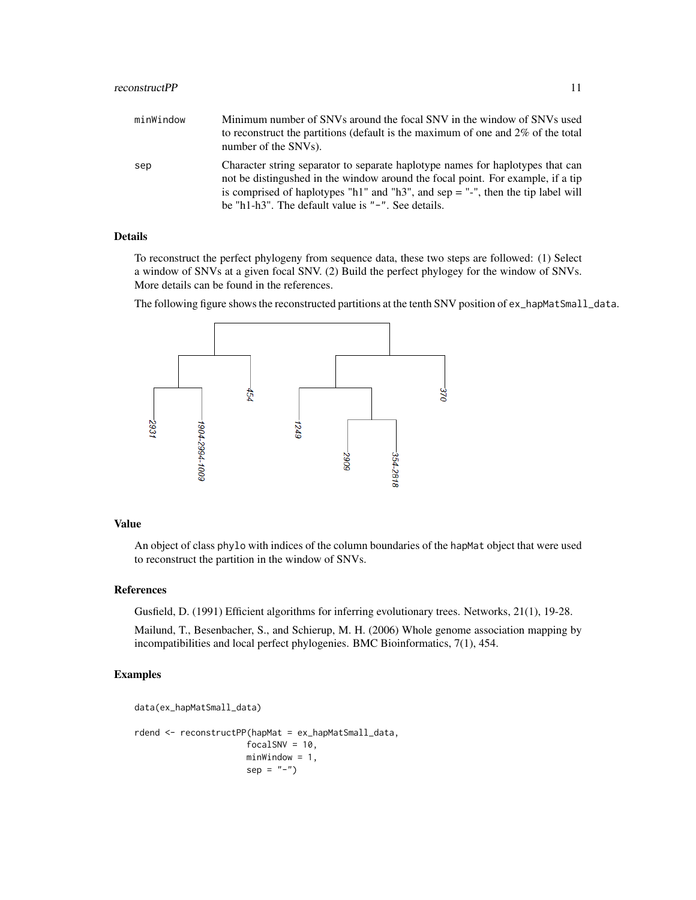minWindow
: Minimum number of SNVs around the focal SNV in the window of SNVs used to reconstruct the partitions (default is the maximum of one and 2% of the total number of the SNVs).

sep
: Character string separator to separate haplotype names for haplotypes that can not be distingushed in the window around the focal point. For example, if a tip is comprised of haplotypes "h1" and "h3", and sep = "-", then the tip label will be "h1-h3". The default value is `"-"`. See details.

## Details

To reconstruct the perfect phylogeny from sequence data, these two steps are followed: (1) Select a window of SNVs at a given focal SNV. (2) Build the perfect phylogey for the window of SNVs. More details can be found in the references.

The following figure shows the reconstructed partitions at the tenth SNV position of `ex_hapMatSmall_data`.

## Value

An object of class `phylo` with indices of the column boundaries of the `hapMat` object that were used to reconstruct the partition in the window of SNVs.

## References

Gusfield, D. (1991) Efficient algorithms for inferring evolutionary trees. Networks, 21(1), 19-28.

Mailund, T., Besenbacher, S., and Schierup, M. H. (2006) Whole genome association mapping by incompatibilities and local perfect phylogenies. BMC Bioinformatics, 7(1), 454.

## Examples

```
data(ex_hapMatSmall_data)

rdend <- reconstructPP(hapMat = ex_hapMatSmall_data,
                       focalSNV = 10,
                       minWindow = 1,
                       sep = "-")
```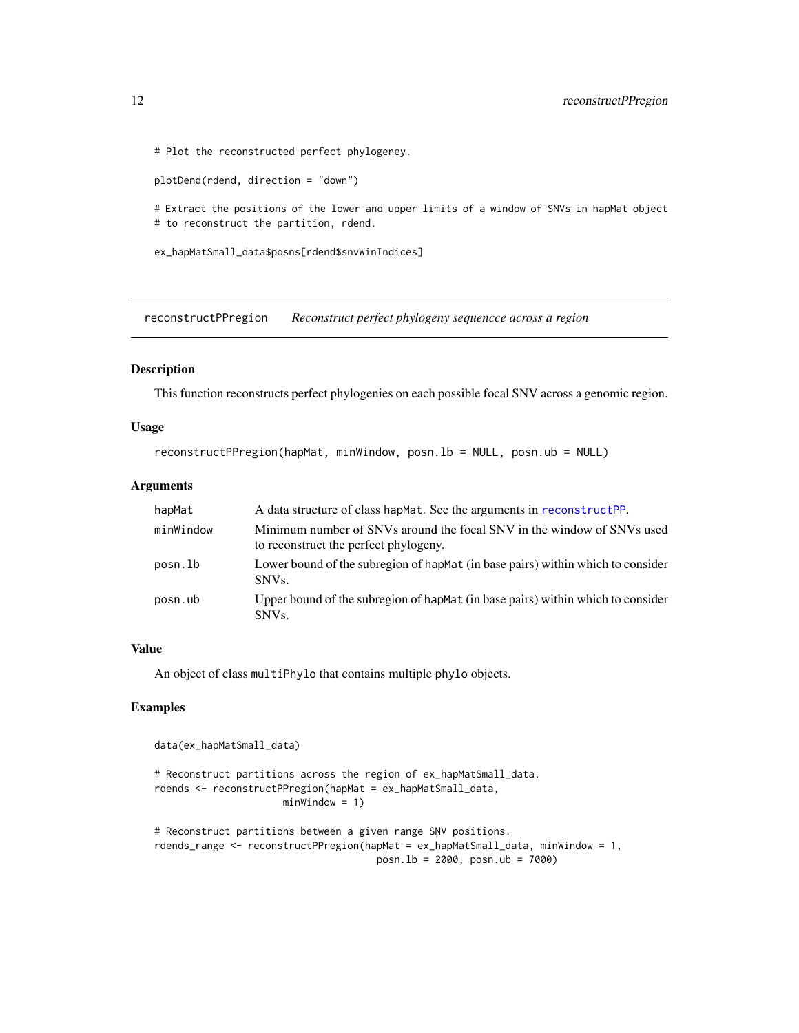```
# Plot the reconstructed perfect phylogeney.

plotDend(rdend, direction = "down")

# Extract the positions of the lower and upper limits of a window of SNVs in hapMat object
# to reconstruct the partition, rdend.

ex_hapMatSmall_data$posns[rdend$snvWinIndices]
```

---

## reconstructPPregion    *Reconstruct perfect phylogeny sequencce across a region*

---

### Description

This function reconstructs perfect phylogenies on each possible focal SNV across a genomic region.

### Usage

```
reconstructPPregion(hapMat, minWindow, posn.lb = NULL, posn.ub = NULL)
```

### Arguments

| | |
|---|---|
| hapMat | A data structure of class hapMat. See the arguments in reconstructPP. |
| minWindow | Minimum number of SNVs around the focal SNV in the window of SNVs used to reconstruct the perfect phylogeny. |
| posn.lb | Lower bound of the subregion of hapMat (in base pairs) within which to consider SNVs. |
| posn.ub | Upper bound of the subregion of hapMat (in base pairs) within which to consider SNVs. |

### Value

An object of class multiPhylo that contains multiple phylo objects.

### Examples

```
data(ex_hapMatSmall_data)

# Reconstruct partitions across the region of ex_hapMatSmall_data.
rdends <- reconstructPPregion(hapMat = ex_hapMatSmall_data,
                    minWindow = 1)

# Reconstruct partitions between a given range SNV positions.
rdends_range <- reconstructPPregion(hapMat = ex_hapMatSmall_data, minWindow = 1,
                                    posn.lb = 2000, posn.ub = 7000)
```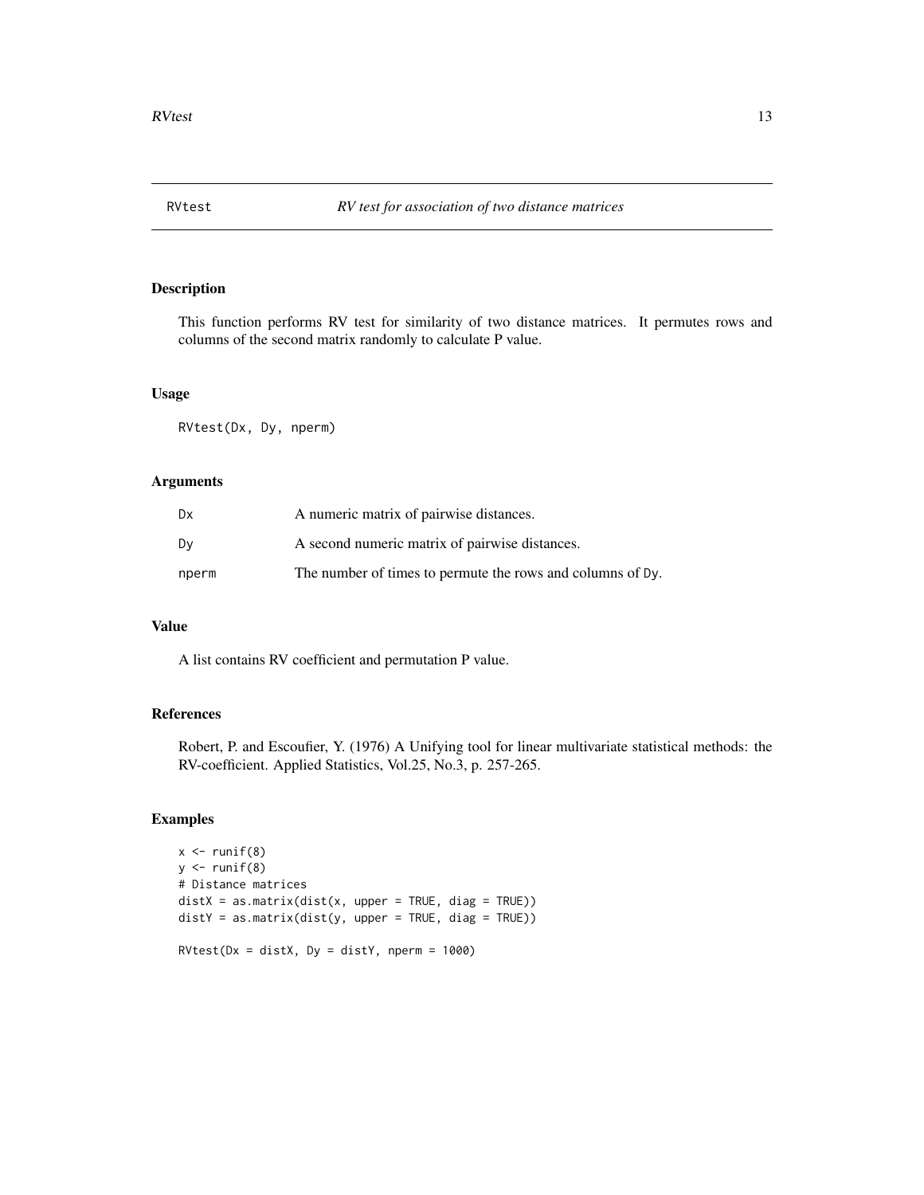## RVtest — *RV test for association of two distance matrices*

### Description

This function performs RV test for similarity of two distance matrices. It permutes rows and columns of the second matrix randomly to calculate P value.

### Usage

```
RVtest(Dx, Dy, nperm)
```

### Arguments

| | |
|---|---|
| `Dx` | A numeric matrix of pairwise distances. |
| `Dy` | A second numeric matrix of pairwise distances. |
| `nperm` | The number of times to permute the rows and columns of `Dy`. |

### Value

A list contains RV coefficient and permutation P value.

### References

Robert, P. and Escoufier, Y. (1976) A Unifying tool for linear multivariate statistical methods: the RV-coefficient. Applied Statistics, Vol.25, No.3, p. 257-265.

### Examples

```
x <- runif(8)
y <- runif(8)
# Distance matrices
distX = as.matrix(dist(x, upper = TRUE, diag = TRUE))
distY = as.matrix(dist(y, upper = TRUE, diag = TRUE))

RVtest(Dx = distX, Dy = distY, nperm = 1000)
```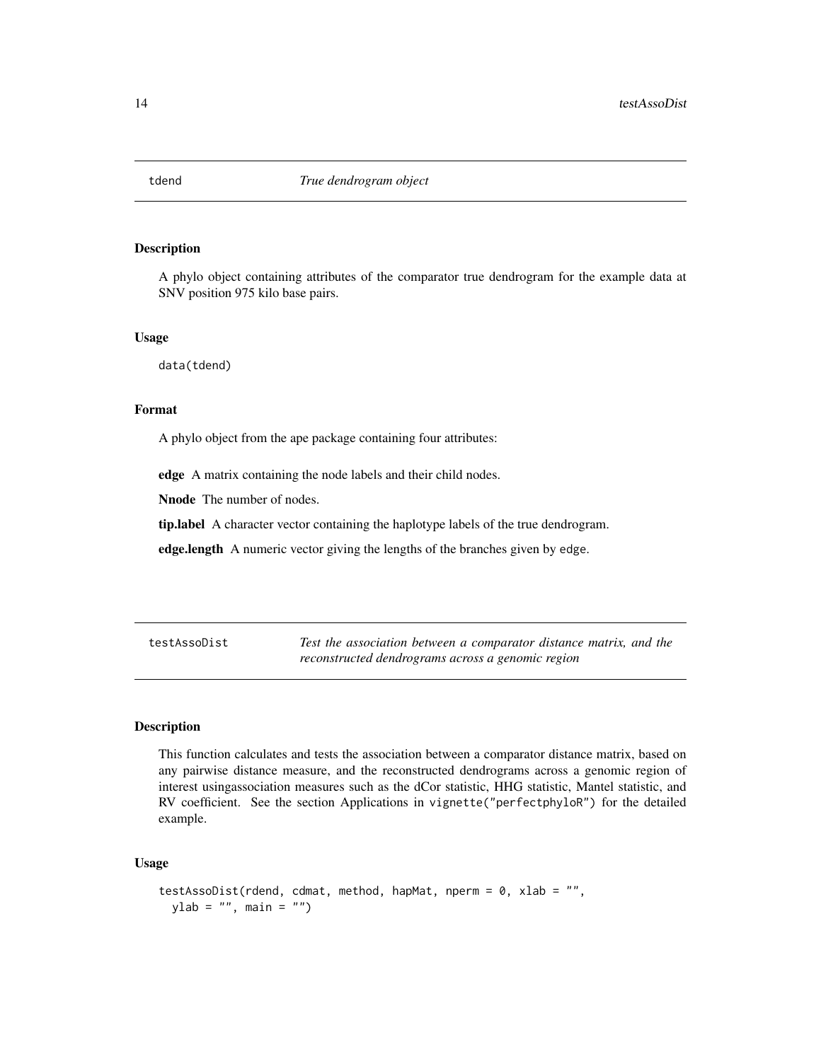## tdend *True dendrogram object*

### Description

A phylo object containing attributes of the comparator true dendrogram for the example data at SNV position 975 kilo base pairs.

### Usage

```
data(tdend)
```

### Format

A phylo object from the ape package containing four attributes:

**edge** A matrix containing the node labels and their child nodes.

**Nnode** The number of nodes.

**tip.label** A character vector containing the haplotype labels of the true dendrogram.

**edge.length** A numeric vector giving the lengths of the branches given by edge.

## testAssoDist *Test the association between a comparator distance matrix, and the reconstructed dendrograms across a genomic region*

### Description

This function calculates and tests the association between a comparator distance matrix, based on any pairwise distance measure, and the reconstructed dendrograms across a genomic region of interest usingassociation measures such as the dCor statistic, HHG statistic, Mantel statistic, and RV coefficient. See the section Applications in vignette("perfectphyloR") for the detailed example.

### Usage

```
testAssoDist(rdend, cdmat, method, hapMat, nperm = 0, xlab = "",
  ylab = "", main = "")
```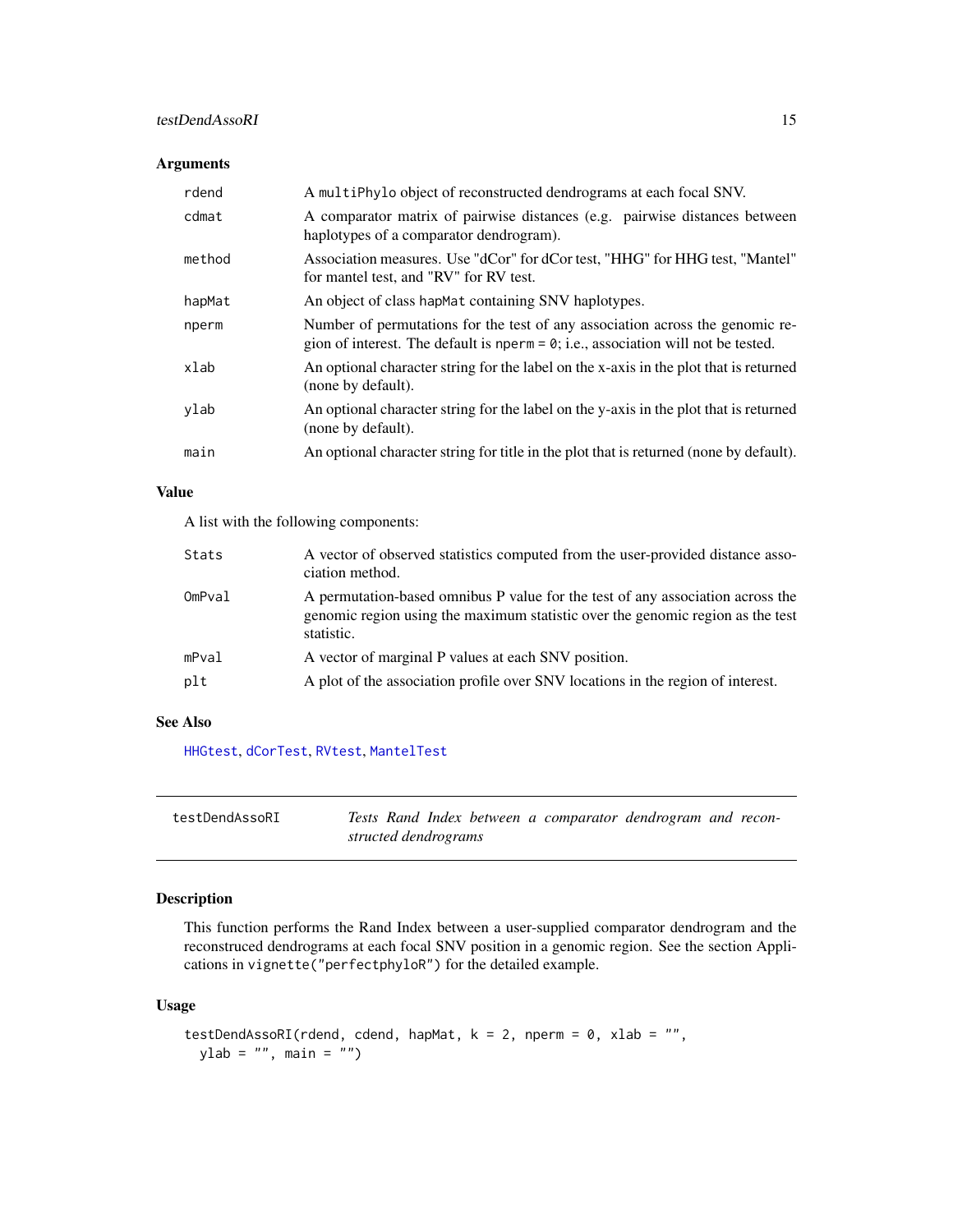### Arguments

| | |
|---|---|
| rdend | A multiPhylo object of reconstructed dendrograms at each focal SNV. |
| cdmat | A comparator matrix of pairwise distances (e.g. pairwise distances between haplotypes of a comparator dendrogram). |
| method | Association measures. Use "dCor" for dCor test, "HHG" for HHG test, "Mantel" for mantel test, and "RV" for RV test. |
| hapMat | An object of class hapMat containing SNV haplotypes. |
| nperm | Number of permutations for the test of any association across the genomic region of interest. The default is nperm = 0; i.e., association will not be tested. |
| xlab | An optional character string for the label on the x-axis in the plot that is returned (none by default). |
| ylab | An optional character string for the label on the y-axis in the plot that is returned (none by default). |
| main | An optional character string for title in the plot that is returned (none by default). |

### Value

A list with the following components:

| | |
|---|---|
| Stats | A vector of observed statistics computed from the user-provided distance association method. |
| OmPval | A permutation-based omnibus P value for the test of any association across the genomic region using the maximum statistic over the genomic region as the test statistic. |
| mPval | A vector of marginal P values at each SNV position. |
| plt | A plot of the association profile over SNV locations in the region of interest. |

### See Also

HHGtest, dCorTest, RVtest, MantelTest

---

## testDendAssoRI — *Tests Rand Index between a comparator dendrogram and reconstructed dendrograms*

### Description

This function performs the Rand Index between a user-supplied comparator dendrogram and the reconstruced dendrograms at each focal SNV position in a genomic region. See the section Applications in vignette("perfectphyloR") for the detailed example.

### Usage

```
testDendAssoRI(rdend, cdend, hapMat, k = 2, nperm = 0, xlab = "",
  ylab = "", main = "")
```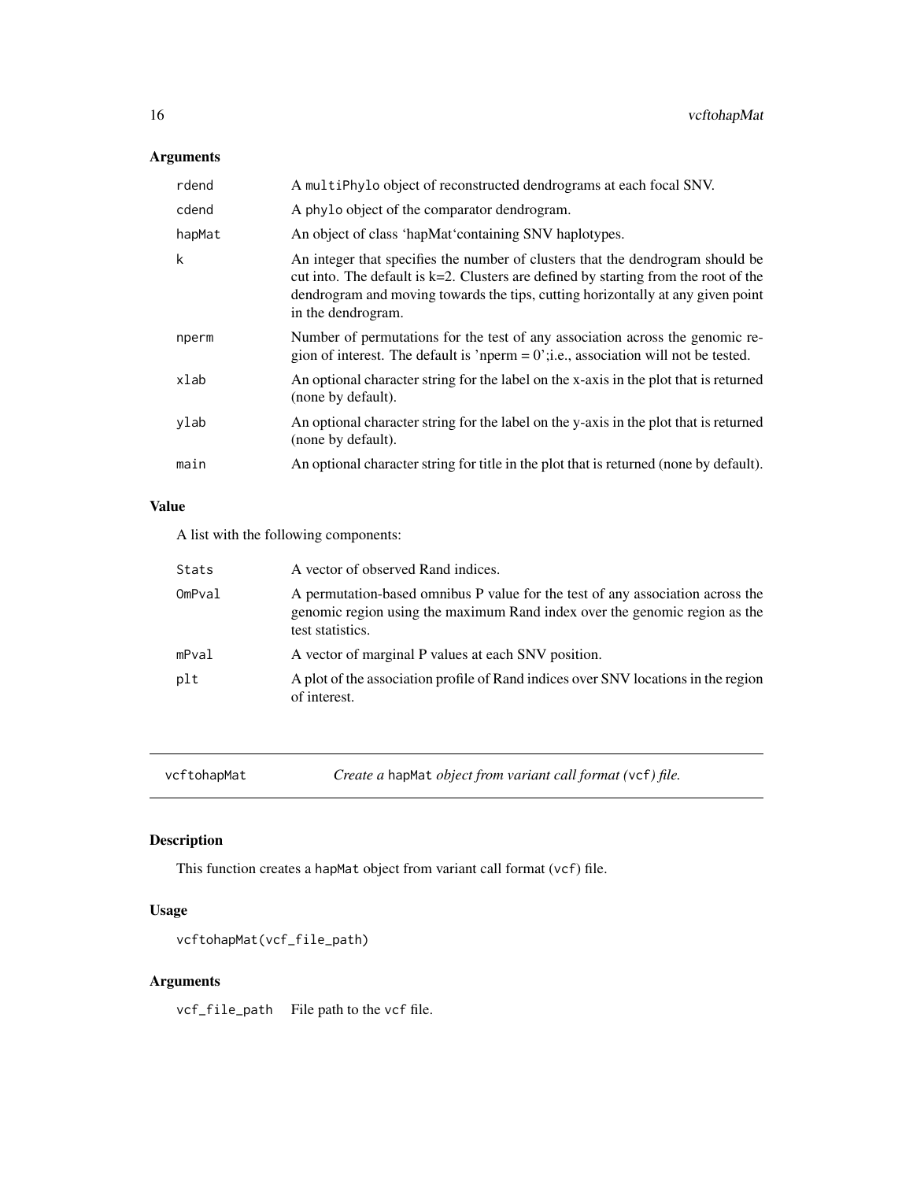## Arguments

| | |
|---|---|
| `rdend` | A `multiPhylo` object of reconstructed dendrograms at each focal SNV. |
| `cdend` | A `phylo` object of the comparator dendrogram. |
| `hapMat` | An object of class 'hapMat'containing SNV haplotypes. |
| `k` | An integer that specifies the number of clusters that the dendrogram should be cut into. The default is k=2. Clusters are defined by starting from the root of the dendrogram and moving towards the tips, cutting horizontally at any given point in the dendrogram. |
| `nperm` | Number of permutations for the test of any association across the genomic region of interest. The default is 'nperm = 0';i.e., association will not be tested. |
| `xlab` | An optional character string for the label on the x-axis in the plot that is returned (none by default). |
| `ylab` | An optional character string for the label on the y-axis in the plot that is returned (none by default). |
| `main` | An optional character string for title in the plot that is returned (none by default). |

## Value

A list with the following components:

| | |
|---|---|
| `Stats` | A vector of observed Rand indices. |
| `OmPval` | A permutation-based omnibus P value for the test of any association across the genomic region using the maximum Rand index over the genomic region as the test statistics. |
| `mPval` | A vector of marginal P values at each SNV position. |
| `plt` | A plot of the association profile of Rand indices over SNV locations in the region of interest. |

---

# vcftohapMat — *Create a* `hapMat` *object from variant call format (*`vcf`*) file.*

---

## Description

This function creates a `hapMat` object from variant call format (`vcf`) file.

## Usage

```
vcftohapMat(vcf_file_path)
```

## Arguments

| | |
|---|---|
| `vcf_file_path` | File path to the `vcf` file. |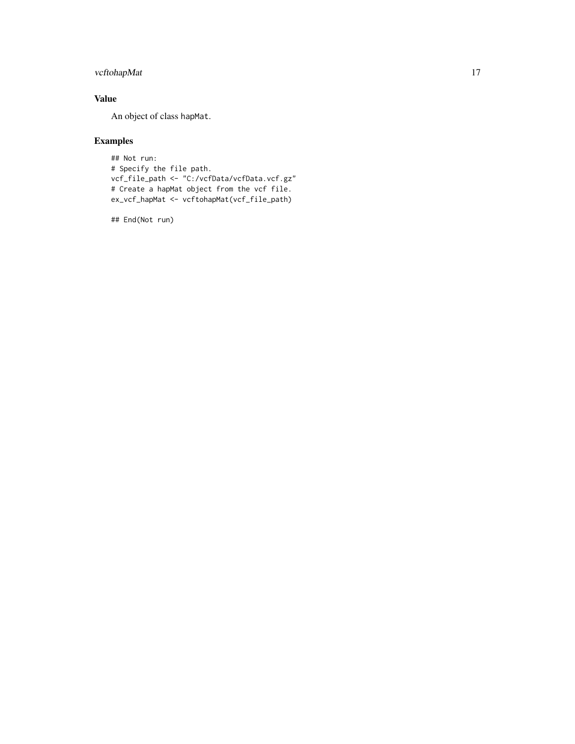## Value

An object of class hapMat.

## Examples

```
## Not run:
# Specify the file path.
vcf_file_path <- "C:/vcfData/vcfData.vcf.gz"
# Create a hapMat object from the vcf file.
ex_vcf_hapMat <- vcftohapMat(vcf_file_path)

## End(Not run)
```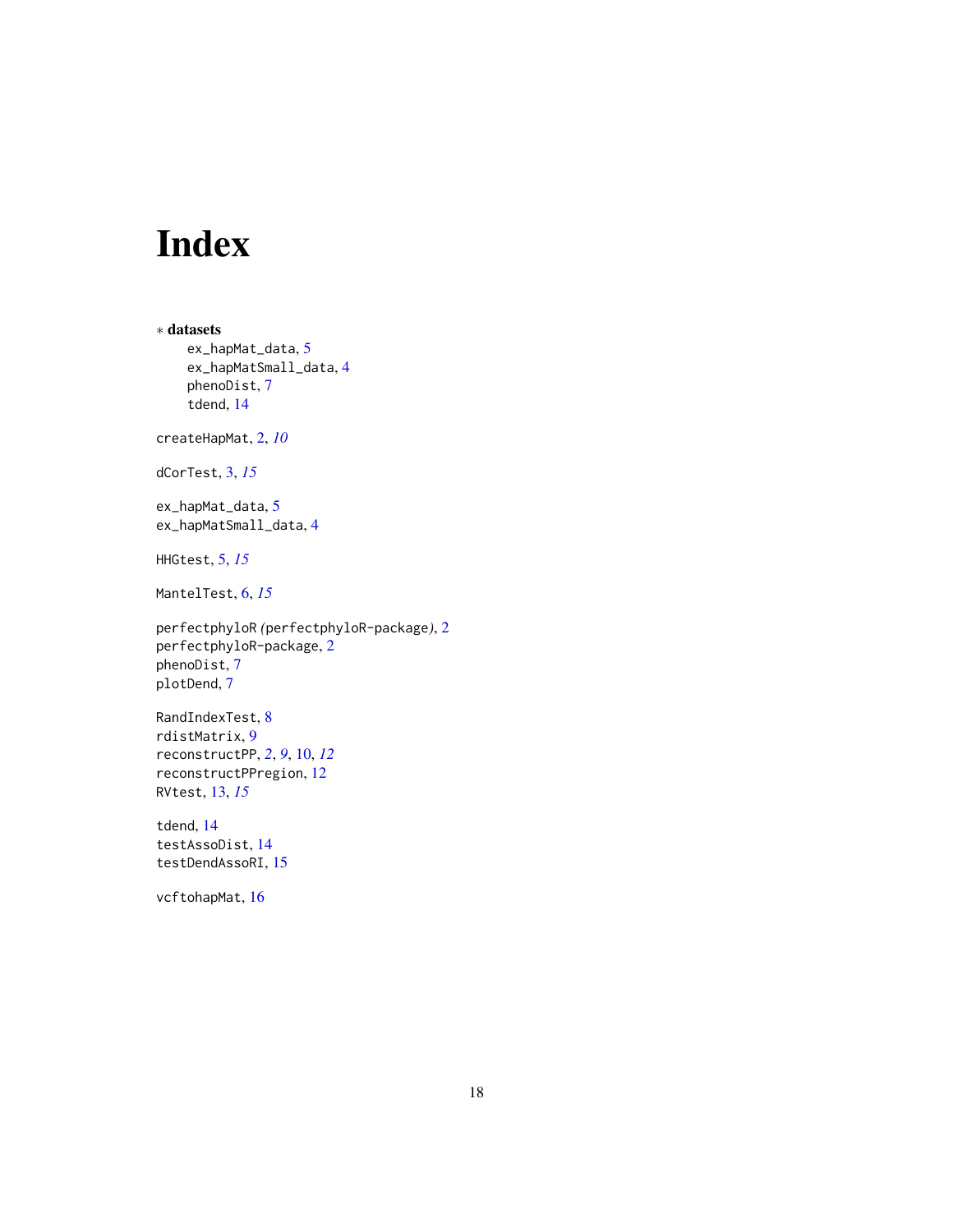# Index

∗ **datasets**

ex_hapMat_data, 5
ex_hapMatSmall_data, 4
phenoDist, 7
tdend, 14

createHapMat, 2, *10*

dCorTest, 3, *15*

ex_hapMat_data, 5
ex_hapMatSmall_data, 4

HHGtest, 5, *15*

MantelTest, 6, *15*

perfectphyloR (perfectphyloR-package), 2
perfectphyloR-package, 2
phenoDist, 7
plotDend, 7

RandIndexTest, 8
rdistMatrix, 9
reconstructPP, *2*, *9*, 10, *12*
reconstructPPregion, 12
RVtest, 13, *15*

tdend, 14
testAssoDist, 14
testDendAssoRI, 15

vcftohapMat, 16